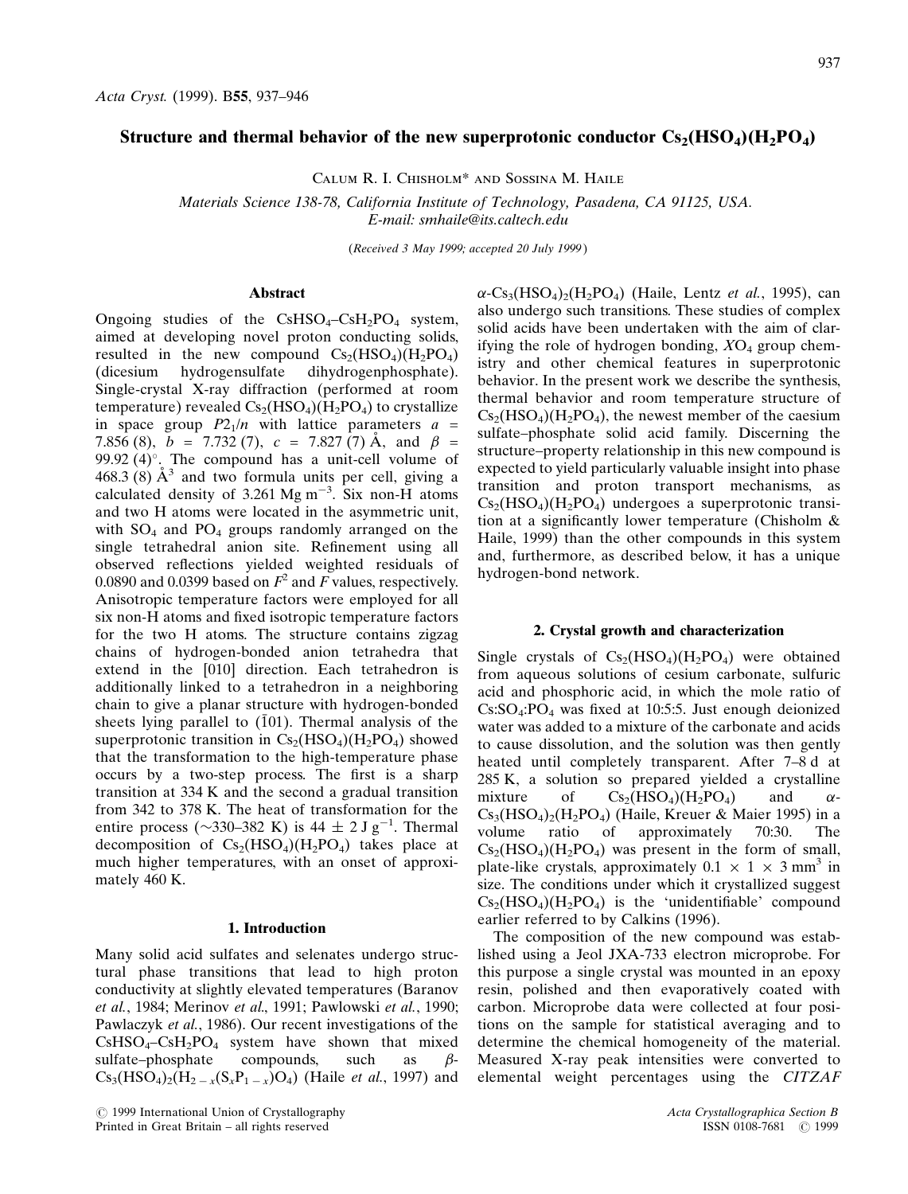# Structure and thermal behavior of the new superprotonic conductor $Cs_2(HSO_4)(H_2PO_4)$

Calum R. I. Chisholm* and Sossina M. Haile

*Materials Science 138-78, California Institute of Technology, Pasadena, CA 91125, USA. E-mail: smhaile@its.caltech.edu*

(Received 3 May 1999; accepted 20 July 1999)

## Abstract

Ongoing studies of the $CsHSO_4$–$CsH_2PO_4$ system, aimed at developing novel proton conducting solids, resulted in the new compound $Cs_2(HSO_4)(H_2PO_4)$ (dicesium hydrogensulfate dihydrogenphosphate). Single-crystal X-ray diffraction (performed at room temperature) revealed $Cs_2(HSO_4)(H_2PO_4)$ to crystallize in space group $P2_1/n$ with lattice parameters $a$ = 7.856 (8), $b$ = 7.732 (7), $c$ = 7.827 (7) Å, and $\beta$ = 99.92 (4)°. The compound has a unit-cell volume of 468.3 (8) Å$^3$ and two formula units per cell, giving a calculated density of 3.261 Mg m$^{-3}$. Six non-H atoms and two H atoms were located in the asymmetric unit, with $SO_4$ and $PO_4$ groups randomly arranged on the single tetrahedral anion site. Refinement using all observed reflections yielded weighted residuals of 0.0890 and 0.0399 based on $F^2$ and $F$ values, respectively. Anisotropic temperature factors were employed for all six non-H atoms and fixed isotropic temperature factors for the two H atoms. The structure contains zigzag chains of hydrogen-bonded anion tetrahedra that extend in the [010] direction. Each tetrahedron is additionally linked to a tetrahedron in a neighboring chain to give a planar structure with hydrogen-bonded sheets lying parallel to ($\bar{1}$01). Thermal analysis of the superprotonic transition in $Cs_2(HSO_4)(H_2PO_4)$ showed that the transformation to the high-temperature phase occurs by a two-step process. The first is a sharp transition at 334 K and the second a gradual transition from 342 to 378 K. The heat of transformation for the entire process (~330–382 K) is 44 ± 2 J g$^{-1}$. Thermal decomposition of $Cs_2(HSO_4)(H_2PO_4)$ takes place at much higher temperatures, with an onset of approximately 460 K.

## 1. Introduction

Many solid acid sulfates and selenates undergo structural phase transitions that lead to high proton conductivity at slightly elevated temperatures (Baranov *et al.*, 1984; Merinov *et al.*, 1991; Pawlowski *et al.*, 1990; Pawlaczyk *et al.*, 1986). Our recent investigations of the $CsHSO_4$–$CsH_2PO_4$ system have shown that mixed sulfate–phosphate compounds, such as $\beta$-$Cs_3(HSO_4)_2(H_{2-x}(S_xP_{1-x})O_4)$ (Haile *et al.*, 1997) and $\alpha$-$Cs_3(HSO_4)_2(H_2PO_4)$ (Haile, Lentz *et al.*, 1995), can also undergo such transitions. These studies of complex solid acids have been undertaken with the aim of clarifying the role of hydrogen bonding, $X$O$_4$ group chemistry and other chemical features in superprotonic behavior. In the present work we describe the synthesis, thermal behavior and room temperature structure of $Cs_2(HSO_4)(H_2PO_4)$, the newest member of the caesium sulfate–phosphate solid acid family. Discerning the structure–property relationship in this new compound is expected to yield particularly valuable insight into phase transition and proton transport mechanisms, as $Cs_2(HSO_4)(H_2PO_4)$ undergoes a superprotonic transition at a significantly lower temperature (Chisholm & Haile, 1999) than the other compounds in this system and, furthermore, as described below, it has a unique hydrogen-bond network.

## 2. Crystal growth and characterization

Single crystals of $Cs_2(HSO_4)(H_2PO_4)$ were obtained from aqueous solutions of cesium carbonate, sulfuric acid and phosphoric acid, in which the mole ratio of Cs:SO$_4$:PO$_4$ was fixed at 10:5:5. Just enough deionized water was added to a mixture of the carbonate and acids to cause dissolution, and the solution was then gently heated until completely transparent. After 7–8 d at 285 K, a solution so prepared yielded a crystalline mixture of $Cs_2(HSO_4)(H_2PO_4)$ and $\alpha$-$Cs_3(HSO_4)_2(H_2PO_4)$ (Haile, Kreuer & Maier 1995) in a volume ratio of approximately 70:30. The $Cs_2(HSO_4)(H_2PO_4)$ was present in the form of small, plate-like crystals, approximately 0.1 × 1 × 3 mm$^3$ in size. The conditions under which it crystallized suggest $Cs_2(HSO_4)(H_2PO_4)$ is the 'unidentifiable' compound earlier referred to by Calkins (1996).

The composition of the new compound was established using a Jeol JXA-733 electron microprobe. For this purpose a single crystal was mounted in an epoxy resin, polished and then evaporatively coated with carbon. Microprobe data were collected at four positions on the sample for statistical averaging and to determine the chemical homogeneity of the material. Measured X-ray peak intensities were converted to elemental weight percentages using the *CITZAF*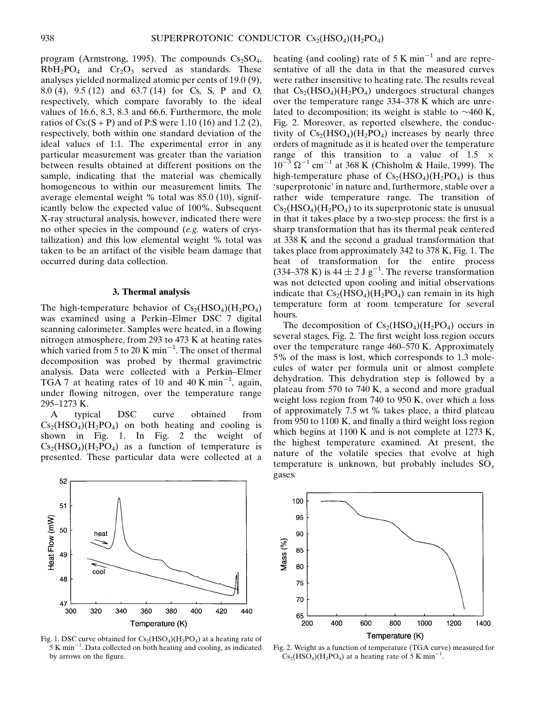program (Armstrong, 1995). The compounds $Cs_2SO_4$, $RbH_2PO_4$ and $Cr_2O_3$ served as standards. These analyses yielded normalized atomic per cents of 19.0 (9), 8.0 (4), 9.5 (12) and 63.7 (14) for Cs, S, P and O, respectively, which compare favorably to the ideal values of 16.6, 8.3, 8.3 and 66.6. Furthermore, the mole ratios of Cs:(S + P) and of P:S were 1.10 (16) and 1.2 (2), respectively, both within one standard deviation of the ideal values of 1:1. The experimental error in any particular measurement was greater than the variation between results obtained at different positions on the sample, indicating that the material was chemically homogeneous to within our measurement limits. The average elemental weight % total was 85.0 (10), significantly below the expected value of 100%. Subsequent X-ray structural analysis, however, indicated there were no other species in the compound (*e.g.* waters of crystallization) and this low elemental weight % total was taken to be an artifact of the visible beam damage that occurred during data collection.

## 3. Thermal analysis

The high-temperature behavior of $Cs_2(HSO_4)(H_2PO_4)$ was examined using a Perkin–Elmer DSC 7 digital scanning calorimeter. Samples were heated, in a flowing nitrogen atmosphere, from 293 to 473 K at heating rates which varied from 5 to 20 K min$^{-1}$. The onset of thermal decomposition was probed by thermal gravimetric analysis. Data were collected with a Perkin–Elmer TGA 7 at heating rates of 10 and 40 K min$^{-1}$, again, under flowing nitrogen, over the temperature range 295–1273 K.

A typical DSC curve obtained from $Cs_2(HSO_4)(H_2PO_4)$ on both heating and cooling is shown in Fig. 1. In Fig. 2 the weight of $Cs_2(HSO_4)(H_2PO_4)$ as a function of temperature is presented. These particular data were collected at a heating (and cooling) rate of 5 K min$^{-1}$ and are representative of all the data in that the measured curves were rather insensitive to heating rate. The results reveal that $Cs_2(HSO_4)(H_2PO_4)$ undergoes structural changes over the temperature range 334–378 K which are unrelated to decomposition; its weight is stable to ~460 K, Fig. 2. Moreover, as reported elsewhere, the conductivity of $Cs_2(HSO_4)(H_2PO_4)$ increases by nearly three orders of magnitude as it is heated over the temperature range of this transition to a value of $1.5 \times 10^{-3}\ \Omega^{-1}\ cm^{-1}$ at 368 K (Chisholm & Haile, 1999). The high-temperature phase of $Cs_2(HSO_4)(H_2PO_4)$ is thus 'superprotonic' in nature and, furthermore, stable over a rather wide temperature range. The transition of $Cs_2(HSO_4)(H_2PO_4)$ to its superprotonic state is unusual in that it takes place by a two-step process: the first is a sharp transformation that has its thermal peak centered at 338 K and the second a gradual transformation that takes place from approximately 342 to 378 K, Fig. 1. The heat of transformation for the entire process (334–378 K) is $44 \pm 2$ J g$^{-1}$. The reverse transformation was not detected upon cooling and initial observations indicate that $Cs_2(HSO_4)(H_2PO_4)$ can remain in its high temperature form at room temperature for several hours.

The decomposition of $Cs_2(HSO_4)(H_2PO_4)$ occurs in several stages, Fig. 2. The first weight loss region occurs over the temperature range 460–570 K. Approximately 5% of the mass is lost, which corresponds to 1.3 molecules of water per formula unit or almost complete dehydration. This dehydration step is followed by a plateau from 570 to 740 K, a second and more gradual weight loss region from 740 to 950 K, over which a loss of approximately 7.5 wt % takes place, a third plateau from 950 to 1100 K, and finally a third weight loss region which begins at 1100 K and is not complete at 1273 K, the highest temperature examined. At present, the nature of the volatile species that evolve at high temperature is unknown, but probably includes $SO_x$ gases.

Fig. 1. DSC curve obtained for $Cs_2(HSO_4)(H_2PO_4)$ at a heating rate of 5 K min$^{-1}$. Data collected on both heating and cooling, as indicated by arrows on the figure.

Fig. 2. Weight as a function of temperature (TGA curve) measured for $Cs_2(HSO_4)(H_2PO_4)$ at a heating rate of 5 K min$^{-1}$.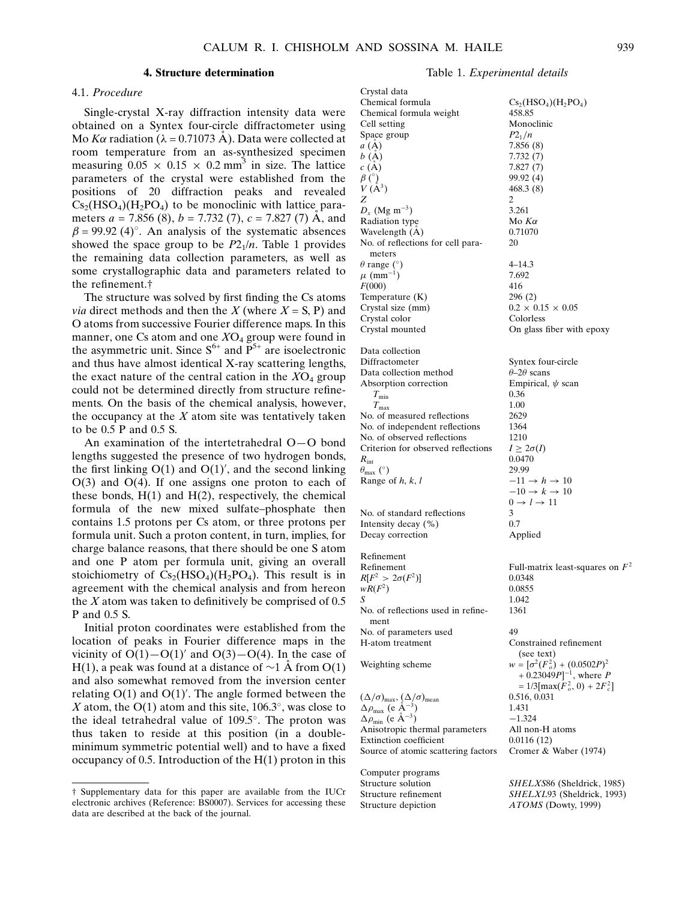## 4. Structure determination

### 4.1. *Procedure*

Single-crystal X-ray diffraction intensity data were obtained on a Syntex four-circle diffractometer using Mo $K\alpha$ radiation ($\lambda = 0.71073$ Å). Data were collected at room temperature from an as-synthesized specimen measuring $0.05 \times 0.15 \times 0.2$ mm$^3$ in size. The lattice parameters of the crystal were established from the positions of 20 diffraction peaks and revealed $Cs_2(HSO_4)(H_2PO_4)$ to be monoclinic with lattice parameters $a = 7.856$ (8), $b = 7.732$ (7), $c = 7.827$ (7) Å, and $\beta = 99.92$ (4)°. An analysis of the systematic absences showed the space group to be $P2_1/n$. Table 1 provides the remaining data collection parameters, as well as some crystallographic data and parameters related to the refinement.†

The structure was solved by first finding the Cs atoms *via* direct methods and then the $X$ (where $X$ = S, P) and O atoms from successive Fourier difference maps. In this manner, one Cs atom and one $XO_4$ group were found in the asymmetric unit. Since $S^{6+}$ and $P^{5+}$ are isoelectronic and thus have almost identical X-ray scattering lengths, the exact nature of the central cation in the $XO_4$ group could not be determined directly from structure refinements. On the basis of the chemical analysis, however, the occupancy at the $X$ atom site was tentatively taken to be 0.5 P and 0.5 S.

An examination of the intertetrahedral O—O bond lengths suggested the presence of two hydrogen bonds, the first linking O(1) and O(1)′, and the second linking O(3) and O(4). If one assigns one proton to each of these bonds, H(1) and H(2), respectively, the chemical formula of the new mixed sulfate–phosphate then contains 1.5 protons per Cs atom, or three protons per formula unit. Such a proton content, in turn, implies, for charge balance reasons, that there should be one S atom and one P atom per formula unit, giving an overall stoichiometry of $Cs_2(HSO_4)(H_2PO_4)$. This result is in agreement with the chemical analysis and from hereon the $X$ atom was taken to definitively be comprised of 0.5 P and 0.5 S.

Initial proton coordinates were established from the location of peaks in Fourier difference maps in the vicinity of O(1)—O(1)′ and O(3)—O(4). In the case of H(1), a peak was found at a distance of ~1 Å from O(1) and also somewhat removed from the inversion center relating O(1) and O(1)′. The angle formed between the $X$ atom, the O(1) atom and this site, 106.3°, was close to the ideal tetrahedral value of 109.5°. The proton was thus taken to reside at this position (in a double-minimum symmetric potential well) and to have a fixed occupancy of 0.5. Introduction of the H(1) proton in this

† Supplementary data for this paper are available from the IUCr electronic archives (Reference: BS0007). Services for accessing these data are described at the back of the journal.

Table 1. *Experimental details*

| | |
|---|---|
| **Crystal data** | |
| Chemical formula | $Cs_2(HSO_4)(H_2PO_4)$ |
| Chemical formula weight | 458.85 |
| Cell setting | Monoclinic |
| Space group | $P2_1/n$ |
| $a$ (Å) | 7.856 (8) |
| $b$ (Å) | 7.732 (7) |
| $c$ (Å) | 7.827 (7) |
| $\beta$ (°) | 99.92 (4) |
| $V$ (Å$^3$) | 468.3 (8) |
| $Z$ | 2 |
| $D_x$ (Mg m$^{-3}$) | 3.261 |
| Radiation type | Mo $K\alpha$ |
| Wavelength (Å) | 0.71070 |
| No. of reflections for cell parameters | 20 |
| $\theta$ range (°) | 4–14.3 |
| $\mu$ (mm$^{-1}$) | 7.692 |
| $F(000)$ | 416 |
| Temperature (K) | 296 (2) |
| Crystal size (mm) | $0.2 \times 0.15 \times 0.05$ |
| Crystal color | Colorless |
| Crystal mounted | On glass fiber with epoxy |
| **Data collection** | |
| Diffractometer | Syntex four-circle |
| Data collection method | $\theta$–$2\theta$ scans |
| Absorption correction | Empirical, $\psi$ scan |
| $T_{min}$ | 0.36 |
| $T_{max}$ | 1.00 |
| No. of measured reflections | 2629 |
| No. of independent reflections | 1364 |
| No. of observed reflections | 1210 |
| Criterion for observed reflections | $I \geq 2\sigma(I)$ |
| $R_{int}$ | 0.0470 |
| $\theta_{max}$ (°) | 29.99 |
| Range of $h, k, l$ | $-11 \rightarrow h \rightarrow 10$; $-10 \rightarrow k \rightarrow 10$; $0 \rightarrow l \rightarrow 11$ |
| No. of standard reflections | 3 |
| Intensity decay (%) | 0.7 |
| Decay correction | Applied |
| **Refinement** | |
| Refinement | Full-matrix least-squares on $F^2$ |
| $R[F^2 > 2\sigma(F^2)]$ | 0.0348 |
| $wR(F^2)$ | 0.0855 |
| $S$ | 1.042 |
| No. of reflections used in refinement | 1361 |
| No. of parameters used | 49 |
| H-atom treatment | Constrained refinement (see text) |
| Weighting scheme | $w = [\sigma^2(F_o^2) + (0.0502P)^2 + 0.23049P]^{-1}$, where $P = 1/3[\max(F_o^2, 0) + 2F_c^2]$ |
| $(\Delta/\sigma)_{max}$, $(\Delta/\sigma)_{mean}$ | 0.516, 0.031 |
| $\Delta\rho_{max}$ (e Å$^{-3}$) | 1.431 |
| $\Delta\rho_{min}$ (e Å$^{-3}$) | −1.324 |
| Anisotropic thermal parameters | All non-H atoms |
| Extinction coefficient | 0.0116 (12) |
| Source of atomic scattering factors | Cromer & Waber (1974) |
| **Computer programs** | |
| Structure solution | *SHELXS*86 (Sheldrick, 1985) |
| Structure refinement | *SHELXL*93 (Sheldrick, 1993) |
| Structure depiction | *ATOMS* (Dowty, 1999) |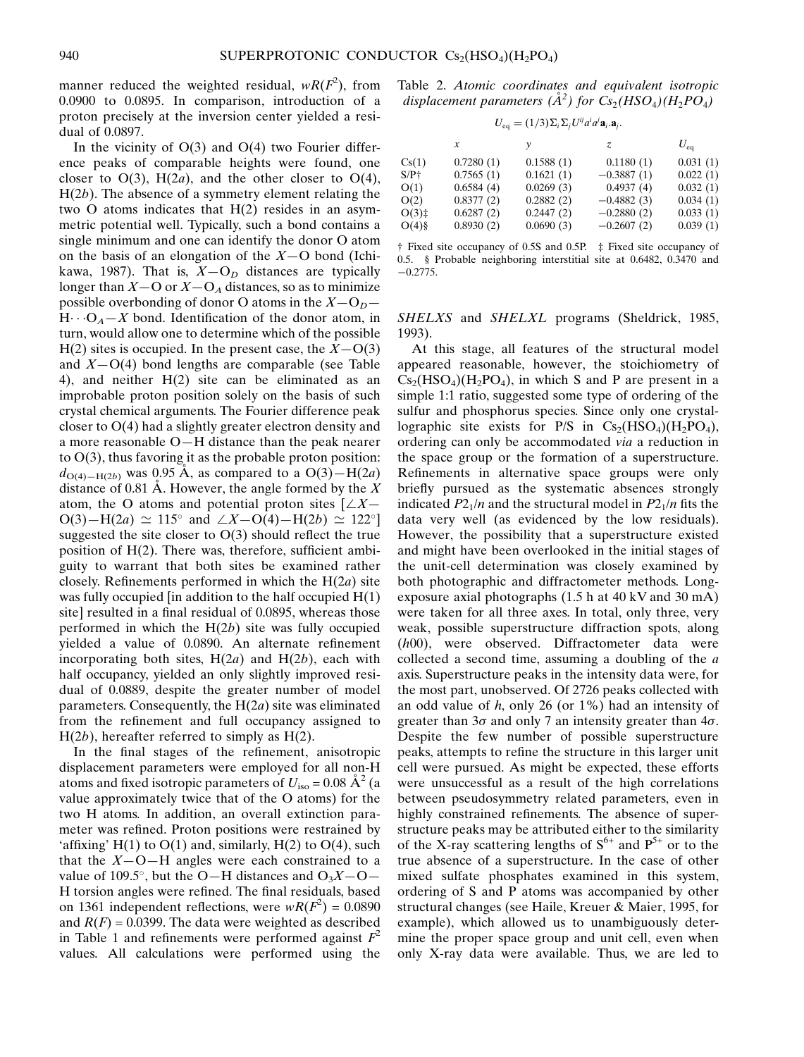manner reduced the weighted residual, $wR(F^2)$, from 0.0900 to 0.0895. In comparison, introduction of a proton precisely at the inversion center yielded a residual of 0.0897.

In the vicinity of O(3) and O(4) two Fourier difference peaks of comparable heights were found, one closer to O(3), H(2*a*), and the other closer to O(4), H(2*b*). The absence of a symmetry element relating the two O atoms indicates that H(2) resides in an asymmetric potential well. Typically, such a bond contains a single minimum and one can identify the donor O atom on the basis of an elongation of the $X$—O bond (Ichikawa, 1987). That is, $X$—$O_D$ distances are typically longer than $X$—O or $X$—$O_A$ distances, so as to minimize possible overbonding of donor O atoms in the $X$—$O_D$—H···$O_A$—$X$ bond. Identification of the donor atom, in turn, would allow one to determine which of the possible H(2) sites is occupied. In the present case, the $X$—O(3) and $X$—O(4) bond lengths are comparable (see Table 4), and neither H(2) site can be eliminated as an improbable proton position solely on the basis of such crystal chemical arguments. The Fourier difference peak closer to O(4) had a slightly greater electron density and a more reasonable O—H distance than the peak nearer to O(3), thus favoring it as the probable proton position: $d_{O(4)-H(2b)}$ was 0.95 Å, as compared to a O(3)—H(2*a*) distance of 0.81 Å. However, the angle formed by the $X$ atom, the O atoms and potential proton sites [$\angle X$—O(3)—H(2*a*) $\simeq$ 115° and $\angle X$—O(4)—H(2*b*) $\simeq$ 122°] suggested the site closer to O(3) should reflect the true position of H(2). There was, therefore, sufficient ambiguity to warrant that both sites be examined rather closely. Refinements performed in which the H(2*a*) site was fully occupied [in addition to the half occupied H(1) site] resulted in a final residual of 0.0895, whereas those performed in which the H(2*b*) site was fully occupied yielded a value of 0.0890. An alternate refinement incorporating both sites, H(2*a*) and H(2*b*), each with half occupancy, yielded an only slightly improved residual of 0.0889, despite the greater number of model parameters. Consequently, the H(2*a*) site was eliminated from the refinement and full occupancy assigned to H(2*b*), hereafter referred to as simply as H(2).

In the final stages of the refinement, anisotropic displacement parameters were employed for all non-H atoms and fixed isotropic parameters of $U_{iso}$ = 0.08 Å$^2$ (a value approximately twice that of the O atoms) for the two H atoms. In addition, an overall extinction parameter was refined. Proton positions were restrained by 'affixing' H(1) to O(1) and, similarly, H(2) to O(4), such that the $X$—O—H angles were each constrained to a value of 109.5°, but the O—H distances and $O_3X$—O—H torsion angles were refined. The final residuals, based on 1361 independent reflections, were $wR(F^2)$ = 0.0890 and $R(F)$ = 0.0399. The data were weighted as described in Table 1 and refinements were performed against $F^2$ values. All calculations were performed using the *SHELXS* and *SHELXL* programs (Sheldrick, 1985, 1993).

Table 2. *Atomic coordinates and equivalent isotropic displacement parameters (Å$^2$) for $Cs_2(HSO_4)(H_2PO_4)$*

$$U_{eq} = (1/3)\Sigma_i\Sigma_j U^{ij}a^i a^j \mathbf{a}_i.\mathbf{a}_j.$$

| | $x$ | $y$ | $z$ | $U_{eq}$ |
|---|---|---|---|---|
| Cs(1) | 0.7280 (1) | 0.1588 (1) | 0.1180 (1) | 0.031 (1) |
| S/P† | 0.7565 (1) | 0.1621 (1) | −0.3887 (1) | 0.022 (1) |
| O(1) | 0.6584 (4) | 0.0269 (3) | 0.4937 (4) | 0.032 (1) |
| O(2) | 0.8377 (2) | 0.2882 (2) | −0.4882 (3) | 0.034 (1) |
| O(3)‡ | 0.6287 (2) | 0.2447 (2) | −0.2880 (2) | 0.033 (1) |
| O(4)§ | 0.8930 (2) | 0.0690 (3) | −0.2607 (2) | 0.039 (1) |

† Fixed site occupancy of 0.5S and 0.5P. ‡ Fixed site occupancy of 0.5. § Probable neighboring interstitial site at 0.6482, 0.3470 and −0.2775.

At this stage, all features of the structural model appeared reasonable, however, the stoichiometry of $Cs_2(HSO_4)(H_2PO_4)$, in which S and P are present in a simple 1:1 ratio, suggested some type of ordering of the sulfur and phosphorus species. Since only one crystallographic site exists for P/S in $Cs_2(HSO_4)(H_2PO_4)$, ordering can only be accommodated *via* a reduction in the space group or the formation of a superstructure. Refinements in alternative space groups were only briefly pursued as the systematic absences strongly indicated $P2_1/n$ and the structural model in $P2_1/n$ fits the data very well (as evidenced by the low residuals). However, the possibility that a superstructure existed and might have been overlooked in the initial stages of the unit-cell determination was closely examined by both photographic and diffractometer methods. Long-exposure axial photographs (1.5 h at 40 kV and 30 mA) were taken for all three axes. In total, only three, very weak, possible superstructure diffraction spots, along (*h*00), were observed. Diffractometer data were collected a second time, assuming a doubling of the *a* axis. Superstructure peaks in the intensity data were, for the most part, unobserved. Of 2726 peaks collected with an odd value of *h*, only 26 (or 1%) had an intensity of greater than 3$\sigma$ and only 7 an intensity greater than 4$\sigma$. Despite the few number of possible superstructure peaks, attempts to refine the structure in this larger unit cell were pursued. As might be expected, these efforts were unsuccessful as a result of the high correlations between pseudosymmetry related parameters, even in highly constrained refinements. The absence of superstructure peaks may be attributed either to the similarity of the X-ray scattering lengths of $S^{6+}$ and $P^{5+}$ or to the true absence of a superstructure. In the case of other mixed sulfate phosphates examined in this system, ordering of S and P atoms was accompanied by other structural changes (see Haile, Kreuer & Maier, 1995, for example), which allowed us to unambiguously determine the proper space group and unit cell, even when only X-ray data were available. Thus, we are led to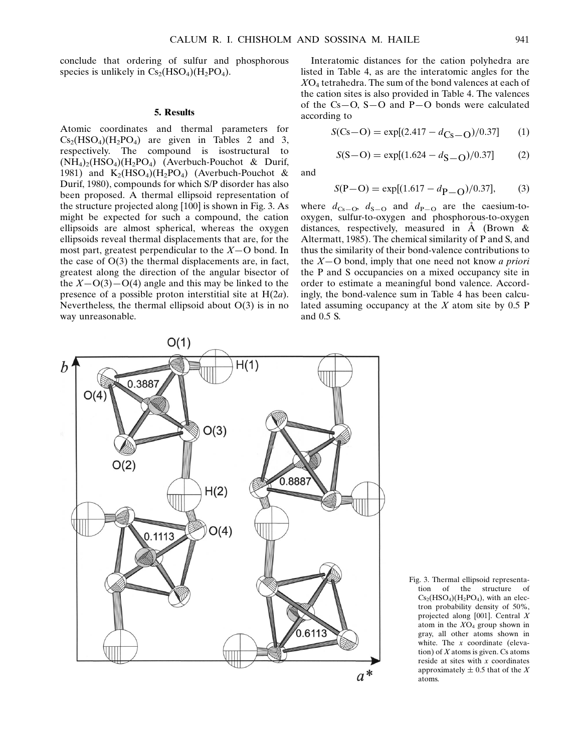conclude that ordering of sulfur and phosphorous species is unlikely in $Cs_2(HSO_4)(H_2PO_4)$.

## 5. Results

Atomic coordinates and thermal parameters for $Cs_2(HSO_4)(H_2PO_4)$ are given in Tables 2 and 3, respectively. The compound is isostructural to $(NH_4)_2(HSO_4)(H_2PO_4)$ (Averbuch-Pouchot & Durif, 1981) and $K_2(HSO_4)(H_2PO_4)$ (Averbuch-Pouchot & Durif, 1980), compounds for which S/P disorder has also been proposed. A thermal ellipsoid representation of the structure projected along [100] is shown in Fig. 3. As might be expected for such a compound, the cation ellipsoids are almost spherical, whereas the oxygen ellipsoids reveal thermal displacements that are, for the most part, greatest perpendicular to the $X$—O bond. In the case of O(3) the thermal displacements are, in fact, greatest along the direction of the angular bisector of the $X$—O(3)—O(4) angle and this may be linked to the presence of a possible proton interstitial site at H(2*a*). Nevertheless, the thermal ellipsoid about O(3) is in no way unreasonable.

Interatomic distances for the cation polyhedra are listed in Table 4, as are the interatomic angles for the $XO_4$ tetrahedra. The sum of the bond valences at each of the cation sites is also provided in Table 4. The valences of the Cs—O, S—O and P—O bonds were calculated according to

$$S(\text{Cs—O}) = \exp[(2.417 - d_{\text{Cs—O}})/0.37] \quad (1)$$

$$S(\text{S—O}) = \exp[(1.624 - d_{\text{S—O}})/0.37] \quad (2)$$

and

$$S(\text{P—O}) = \exp[(1.617 - d_{\text{P—O}})/0.37], \quad (3)$$

where $d_{\text{Cs—O}}$, $d_{\text{S—O}}$ and $d_{\text{P—O}}$ are the caesium-to-oxygen, sulfur-to-oxygen and phosphorous-to-oxygen distances, respectively, measured in Å (Brown & Altermatt, 1985). The chemical similarity of P and S, and thus the similarity of their bond-valence contributions to the $X$—O bond, imply that one need not know *a priori* the P and S occupancies on a mixed occupancy site in order to estimate a meaningful bond valence. Accordingly, the bond-valence sum in Table 4 has been calculated assuming occupancy at the $X$ atom site by 0.5 P and 0.5 S.

Fig. 3. Thermal ellipsoid representation of the structure of $Cs_2(HSO_4)(H_2PO_4)$, with an electron probability density of 50%, projected along [001]. Central $X$ atom in the $XO_4$ group shown in gray, all other atoms shown in white. The $x$ coordinate (elevation) of $X$ atoms is given. Cs atoms reside at sites with $x$ coordinates approximately ± 0.5 that of the $X$ atoms.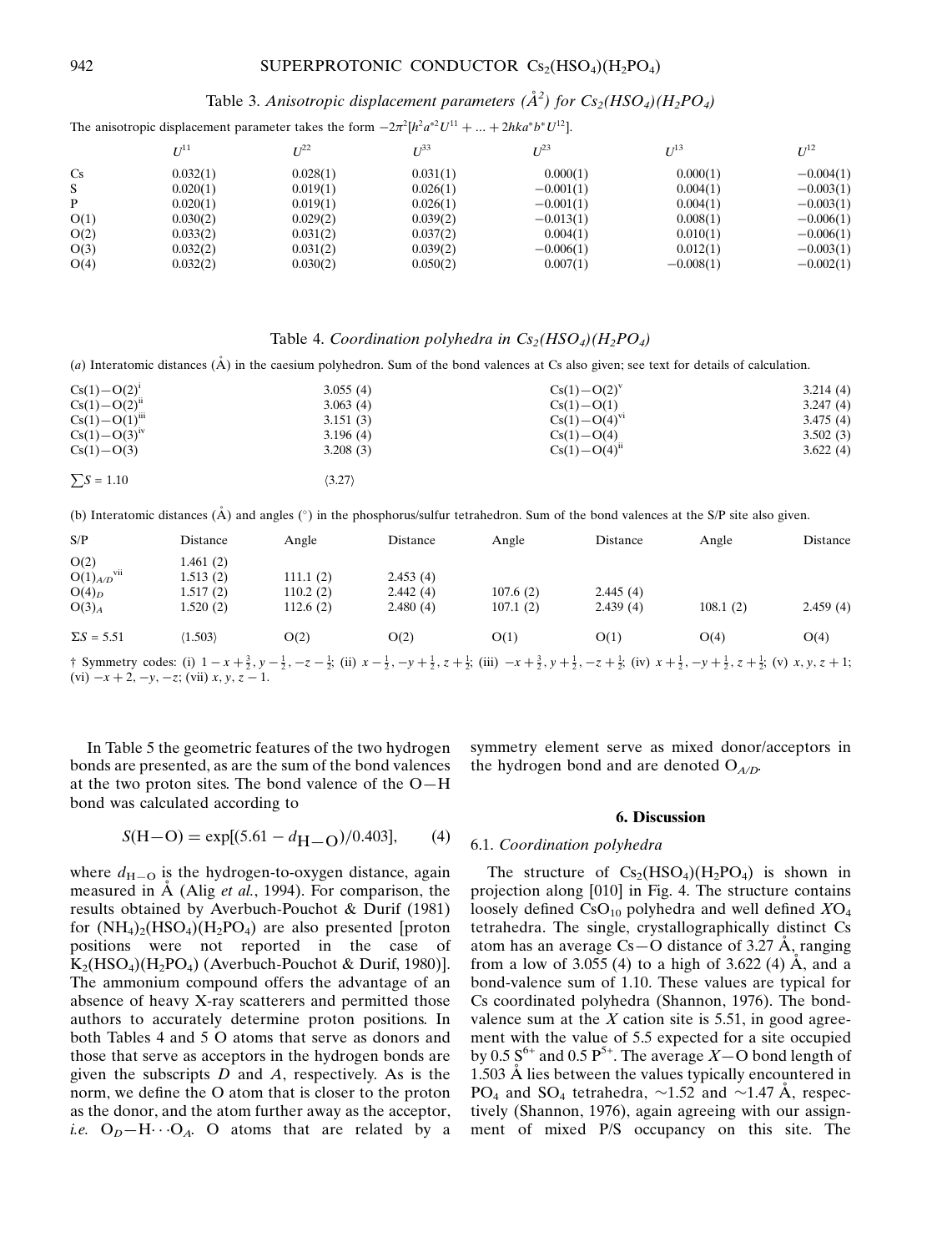Table 3. *Anisotropic displacement parameters* ($Å^2$) *for* $Cs_2(HSO_4)(H_2PO_4)$

The anisotropic displacement parameter takes the form $-2\pi^2[h^2a^{*2}U^{11} + ... + 2hka^*b^*U^{12}]$.

| | $U^{11}$ | $U^{22}$ | $U^{33}$ | $U^{23}$ | $U^{13}$ | $U^{12}$ |
|---|---|---|---|---|---|---|
| Cs | 0.032(1) | 0.028(1) | 0.031(1) | 0.000(1) | 0.000(1) | −0.004(1) |
| S | 0.020(1) | 0.019(1) | 0.026(1) | −0.001(1) | 0.004(1) | −0.003(1) |
| P | 0.020(1) | 0.019(1) | 0.026(1) | −0.001(1) | 0.004(1) | −0.003(1) |
| O(1) | 0.030(2) | 0.029(2) | 0.039(2) | −0.013(1) | 0.008(1) | −0.006(1) |
| O(2) | 0.033(2) | 0.031(2) | 0.037(2) | 0.004(1) | 0.010(1) | −0.006(1) |
| O(3) | 0.032(2) | 0.031(2) | 0.039(2) | −0.006(1) | 0.012(1) | −0.003(1) |
| O(4) | 0.032(2) | 0.030(2) | 0.050(2) | 0.007(1) | −0.008(1) | −0.002(1) |

Table 4. *Coordination polyhedra in* $Cs_2(HSO_4)(H_2PO_4)$

(*a*) Interatomic distances (Å) in the caesium polyhedron. Sum of the bond valences at Cs also given; see text for details of calculation.

| | | | |
|---|---|---|---|
| Cs(1)—O(2)$^{i}$ | 3.055 (4) | Cs(1)—O(2)$^{v}$ | 3.214 (4) |
| Cs(1)—O(2)$^{ii}$ | 3.063 (4) | Cs(1)—O(1) | 3.247 (4) |
| Cs(1)—O(1)$^{iii}$ | 3.151 (3) | Cs(1)—O(4)$^{vi}$ | 3.475 (4) |
| Cs(1)—O(3)$^{iv}$ | 3.196 (4) | Cs(1)—O(4) | 3.502 (3) |
| Cs(1)—O(3) | 3.208 (3) | Cs(1)—O(4)$^{ii}$ | 3.622 (4) |
| $\sum S$ = 1.10 | ⟨3.27⟩ | | |

(b) Interatomic distances (Å) and angles (°) in the phosphorus/sulfur tetrahedron. Sum of the bond valences at the S/P site also given.

| S/P | Distance | Angle | Distance | Angle | Distance | Angle | Distance |
|---|---|---|---|---|---|---|---|
| O(2) | 1.461 (2) | | | | | | |
| O(1)$_{A/D}$$^{vii}$ | 1.513 (2) | 111.1 (2) | 2.453 (4) | | | | |
| O(4)$_D$ | 1.517 (2) | 110.2 (2) | 2.442 (4) | 107.6 (2) | 2.445 (4) | | |
| O(3)$_A$ | 1.520 (2) | 112.6 (2) | 2.480 (4) | 107.1 (2) | 2.439 (4) | 108.1 (2) | 2.459 (4) |
| $\Sigma S$ = 5.51 | ⟨1.503⟩ | O(2) | O(2) | O(1) | O(1) | O(4) | O(4) |

† Symmetry codes: (i) $1-x+\frac{3}{2}, y-\frac{1}{2}, -z-\frac{1}{2}$; (ii) $x-\frac{1}{2}, -y+\frac{1}{2}, z+\frac{1}{2}$; (iii) $-x+\frac{3}{2}, y+\frac{1}{2}, -z+\frac{1}{2}$; (iv) $x+\frac{1}{2}, -y+\frac{1}{2}, z+\frac{1}{2}$; (v) $x, y, z+1$; (vi) $-x+2, -y, -z$; (vii) $x, y, z-1$.

In Table 5 the geometric features of the two hydrogen bonds are presented, as are the sum of the bond valences at the two proton sites. The bond valence of the O—H bond was calculated according to

$$S(\mathrm{H-O}) = \exp[(5.61 - d_{\mathrm{H-O}})/0.403], \quad (4)$$

where $d_{\mathrm{H-O}}$ is the hydrogen-to-oxygen distance, again measured in Å (Alig *et al.*, 1994). For comparison, the results obtained by Averbuch-Pouchot & Durif (1981) for $(NH_4)_2(HSO_4)(H_2PO_4)$ are also presented [proton positions were not reported in the case of $K_2(HSO_4)(H_2PO_4)$ (Averbuch-Pouchot & Durif, 1980)]. The ammonium compound offers the advantage of an absence of heavy X-ray scatterers and permitted those authors to accurately determine proton positions. In both Tables 4 and 5 O atoms that serve as donors and those that serve as acceptors in the hydrogen bonds are given the subscripts *D* and *A*, respectively. As is the norm, we define the O atom that is closer to the proton as the donor, and the atom further away as the acceptor, *i.e.* $O_D$—H···$O_A$. O atoms that are related by a symmetry element serve as mixed donor/acceptors in the hydrogen bond and are denoted $O_{A/D}$.

## 6. Discussion

### 6.1. *Coordination polyhedra*

The structure of $Cs_2(HSO_4)(H_2PO_4)$ is shown in projection along [010] in Fig. 4. The structure contains loosely defined $CsO_{10}$ polyhedra and well defined $XO_4$ tetrahedra. The single, crystallographically distinct Cs atom has an average Cs—O distance of 3.27 Å, ranging from a low of 3.055 (4) to a high of 3.622 (4) Å, and a bond-valence sum of 1.10. These values are typical for Cs coordinated polyhedra (Shannon, 1976). The bond-valence sum at the *X* cation site is 5.51, in good agreement with the value of 5.5 expected for a site occupied by 0.5 $S^{6+}$ and 0.5 $P^{5+}$. The average *X*—O bond length of 1.503 Å lies between the values typically encountered in $PO_4$ and $SO_4$ tetrahedra, ~1.52 and ~1.47 Å, respectively (Shannon, 1976), again agreeing with our assignment of mixed P/S occupancy on this site. The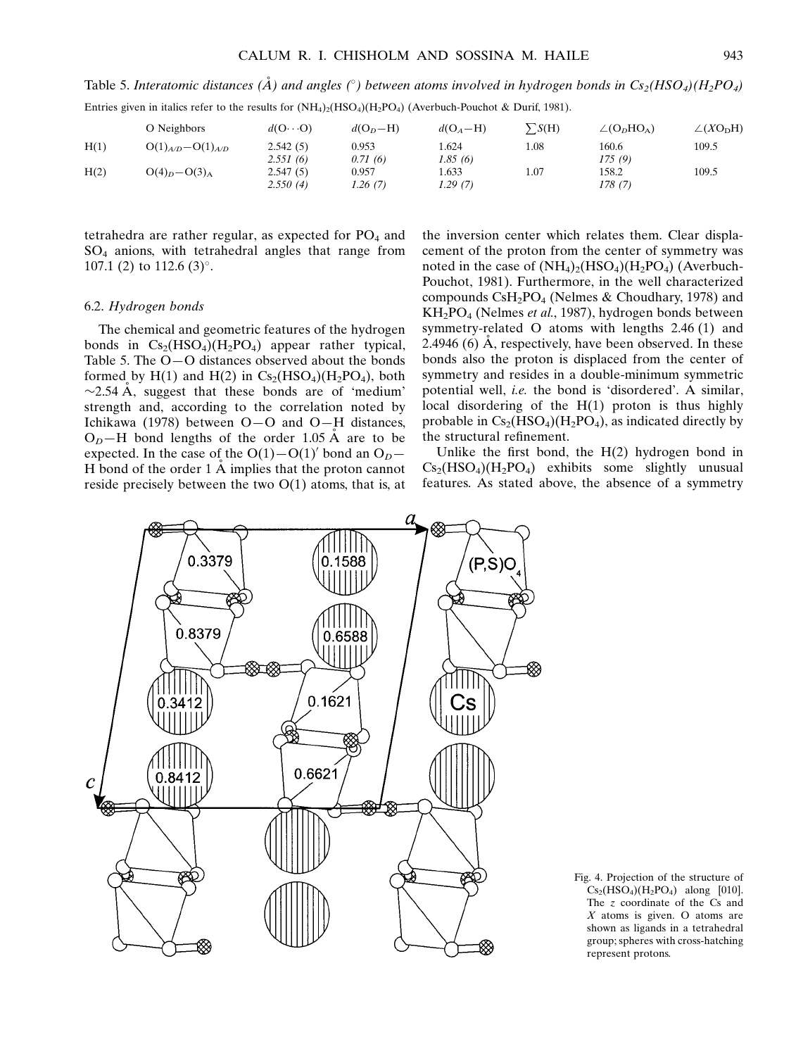Table 5. *Interatomic distances (Å) and angles (°) between atoms involved in hydrogen bonds in $Cs_2(HSO_4)(H_2PO_4)$*

Entries given in italics refer to the results for $(NH_4)_2(HSO_4)(H_2PO_4)$ (Averbuch-Pouchot & Durif, 1981).

| | O Neighbors | $d(O\cdots O)$ | $d(O_D-H)$ | $d(O_A-H)$ | $\sum S(H)$ | $\angle(O_DHO_A)$ | $\angle(XO_DH)$ |
|---|---|---|---|---|---|---|---|
| H(1) | $O(1)_{A/D}-O(1)_{A/D}$ | 2.542 (5) | 0.953 | 1.624 | 1.08 | 160.6 | 109.5 |
| | | *2.551 (6)* | *0.71 (6)* | *1.85 (6)* | | *175 (9)* | |
| H(2) | $O(4)_D-O(3)_A$ | 2.547 (5) | 0.957 | 1.633 | 1.07 | 158.2 | 109.5 |
| | | *2.550 (4)* | *1.26 (7)* | *1.29 (7)* | | *178 (7)* | |

tetrahedra are rather regular, as expected for $PO_4$ and $SO_4$ anions, with tetrahedral angles that range from 107.1 (2) to 112.6 (3)°.

### 6.2. Hydrogen bonds

The chemical and geometric features of the hydrogen bonds in $Cs_2(HSO_4)(H_2PO_4)$ appear rather typical, Table 5. The O—O distances observed about the bonds formed by H(1) and H(2) in $Cs_2(HSO_4)(H_2PO_4)$, both ~2.54 Å, suggest that these bonds are of 'medium' strength and, according to the correlation noted by Ichikawa (1978) between O—O and O—H distances, $O_D$—H bond lengths of the order 1.05 Å are to be expected. In the case of the O(1)—O(1)′ bond an $O_D$—H bond of the order 1 Å implies that the proton cannot reside precisely between the two O(1) atoms, that is, at the inversion center which relates them. Clear displacement of the proton from the center of symmetry was noted in the case of $(NH_4)_2(HSO_4)(H_2PO_4)$ (Averbuch-Pouchot, 1981). Furthermore, in the well characterized compounds $CsH_2PO_4$ (Nelmes & Choudhary, 1978) and $KH_2PO_4$ (Nelmes *et al.*, 1987), hydrogen bonds between symmetry-related O atoms with lengths 2.46 (1) and 2.4946 (6) Å, respectively, have been observed. In these bonds also the proton is displaced from the center of symmetry and resides in a double-minimum symmetric potential well, *i.e.* the bond is 'disordered'. A similar, local disordering of the H(1) proton is thus highly probable in $Cs_2(HSO_4)(H_2PO_4)$, as indicated directly by the structural refinement.

Unlike the first bond, the H(2) hydrogen bond in $Cs_2(HSO_4)(H_2PO_4)$ exhibits some slightly unusual features. As stated above, the absence of a symmetry

Fig. 4. Projection of the structure of $Cs_2(HSO_4)(H_2PO_4)$ along [010]. The *z* coordinate of the Cs and *X* atoms is given. O atoms are shown as ligands in a tetrahedral group; spheres with cross-hatching represent protons.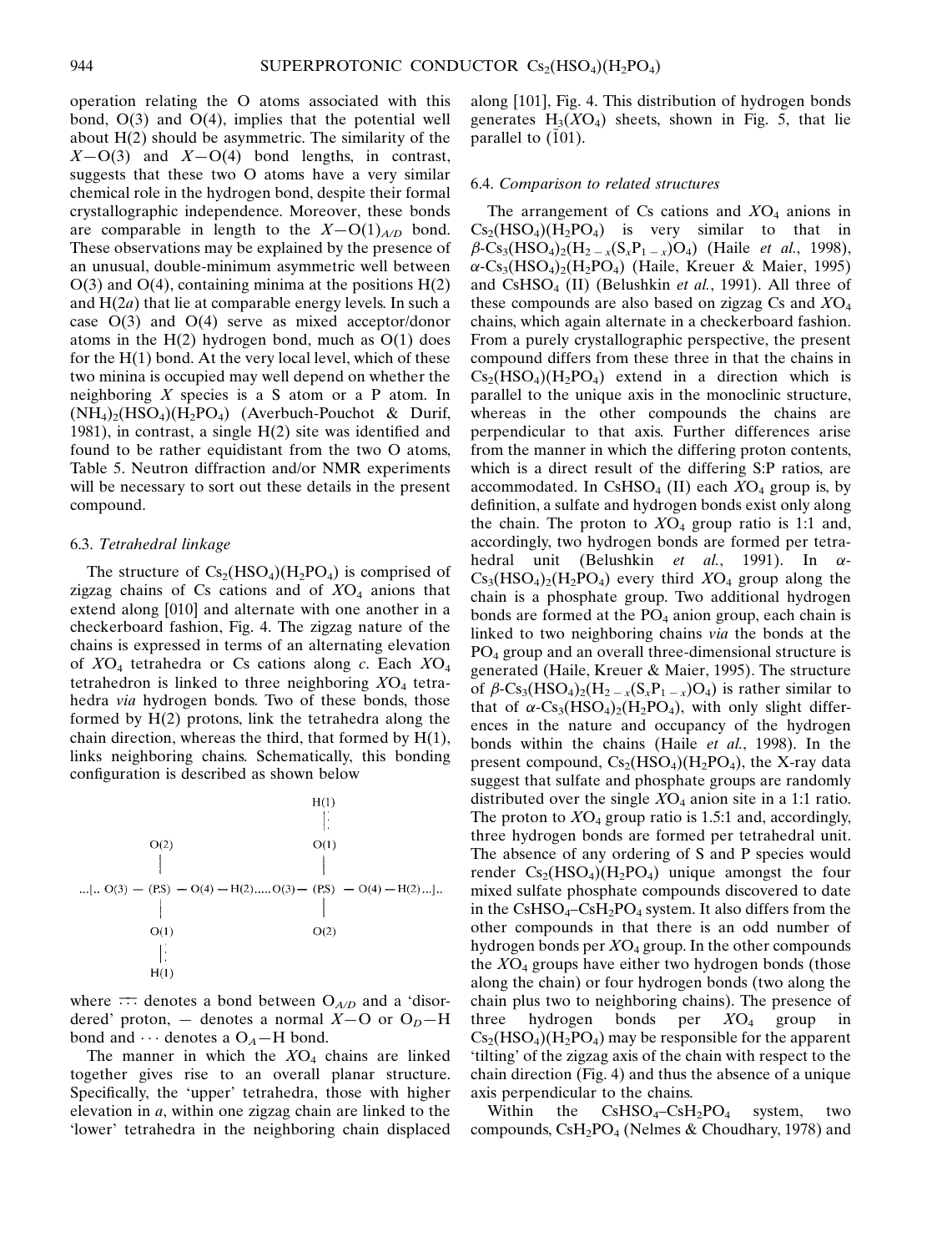operation relating the O atoms associated with this bond, O(3) and O(4), implies that the potential well about H(2) should be asymmetric. The similarity of the $X$—O(3) and $X$—O(4) bond lengths, in contrast, suggests that these two O atoms have a very similar chemical role in the hydrogen bond, despite their formal crystallographic independence. Moreover, these bonds are comparable in length to the $X$—O$(1)_{A/D}$ bond. These observations may be explained by the presence of an unusual, double-minimum asymmetric well between O(3) and O(4), containing minima at the positions H(2) and H(2$a$) that lie at comparable energy levels. In such a case O(3) and O(4) serve as mixed acceptor/donor atoms in the H(2) hydrogen bond, much as O(1) does for the H(1) bond. At the very local level, which of these two minina is occupied may well depend on whether the neighboring $X$ species is a S atom or a P atom. In $(NH_4)_2(HSO_4)(H_2PO_4)$ (Averbuch-Pouchot & Durif, 1981), in contrast, a single H(2) site was identified and found to be rather equidistant from the two O atoms, Table 5. Neutron diffraction and/or NMR experiments will be necessary to sort out these details in the present compound.

### 6.3. Tetrahedral linkage

The structure of $Cs_2(HSO_4)(H_2PO_4)$ is comprised of zigzag chains of Cs cations and of $XO_4$ anions that extend along [010] and alternate with one another in a checkerboard fashion, Fig. 4. The zigzag nature of the chains is expressed in terms of an alternating elevation of $XO_4$ tetrahedra or Cs cations along $c$. Each $XO_4$ tetrahedron is linked to three neighboring $XO_4$ tetrahedra *via* hydrogen bonds. Two of these bonds, those formed by H(2) protons, link the tetrahedra along the chain direction, whereas the third, that formed by H(1), links neighboring chains. Schematically, this bonding configuration is described as shown below

```
                                              H(1)
                                               ⋮
          O(2)                                O(1)
           |                                   |
...[.. O(3) — (P,S) — O(4) — H(2)..... O(3) — (P,S) — O(4) — H(2)...]..
           |                                   |
          O(1)                                O(2)
           ⋮
          H(1)
```

where ⋯ (dashed) denotes a bond between $O_{A/D}$ and a 'disordered' proton, — denotes a normal $X$—O or $O_D$—H bond and ··· denotes a $O_A$—H bond.

The manner in which the $XO_4$ chains are linked together gives rise to an overall planar structure. Specifically, the 'upper' tetrahedra, those with higher elevation in $a$, within one zigzag chain are linked to the 'lower' tetrahedra in the neighboring chain displaced along [101], Fig. 4. This distribution of hydrogen bonds generates $H_3(XO_4)$ sheets, shown in Fig. 5, that lie parallel to $(\bar{1}01)$.

### 6.4. Comparison to related structures

The arrangement of Cs cations and $XO_4$ anions in $Cs_2(HSO_4)(H_2PO_4)$ is very similar to that in $\beta$-$Cs_3(HSO_4)_2(H_{2-x}(S_xP_{1-x})O_4)$ (Haile *et al.*, 1998), $\alpha$-$Cs_3(HSO_4)_2(H_2PO_4)$ (Haile, Kreuer & Maier, 1995) and $CsHSO_4$ (II) (Belushkin *et al.*, 1991). All three of these compounds are also based on zigzag Cs and $XO_4$ chains, which again alternate in a checkerboard fashion. From a purely crystallographic perspective, the present compound differs from these three in that the chains in $Cs_2(HSO_4)(H_2PO_4)$ extend in a direction which is parallel to the unique axis in the monoclinic structure, whereas in the other compounds the chains are perpendicular to that axis. Further differences arise from the manner in which the differing proton contents, which is a direct result of the differing S:P ratios, are accommodated. In $CsHSO_4$ (II) each $XO_4$ group is, by definition, a sulfate and hydrogen bonds exist only along the chain. The proton to $XO_4$ group ratio is 1:1 and, accordingly, two hydrogen bonds are formed per tetrahedral unit (Belushkin *et al.*, 1991). In $\alpha$-$Cs_3(HSO_4)_2(H_2PO_4)$ every third $XO_4$ group along the chain is a phosphate group. Two additional hydrogen bonds are formed at the $PO_4$ anion group, each chain is linked to two neighboring chains *via* the bonds at the $PO_4$ group and an overall three-dimensional structure is generated (Haile, Kreuer & Maier, 1995). The structure of $\beta$-$Cs_3(HSO_4)_2(H_{2-x}(S_xP_{1-x})O_4)$ is rather similar to that of $\alpha$-$Cs_3(HSO_4)_2(H_2PO_4)$, with only slight differences in the nature and occupancy of the hydrogen bonds within the chains (Haile *et al.*, 1998). In the present compound, $Cs_2(HSO_4)(H_2PO_4)$, the X-ray data suggest that sulfate and phosphate groups are randomly distributed over the single $XO_4$ anion site in a 1:1 ratio. The proton to $XO_4$ group ratio is 1.5:1 and, accordingly, three hydrogen bonds are formed per tetrahedral unit. The absence of any ordering of S and P species would render $Cs_2(HSO_4)(H_2PO_4)$ unique amongst the four mixed sulfate phosphate compounds discovered to date in the $CsHSO_4$–$CsH_2PO_4$ system. It also differs from the other compounds in that there is an odd number of hydrogen bonds per $XO_4$ group. In the other compounds the $XO_4$ groups have either two hydrogen bonds (those along the chain) or four hydrogen bonds (two along the chain plus two to neighboring chains). The presence of three hydrogen bonds per $XO_4$ group in $Cs_2(HSO_4)(H_2PO_4)$ may be responsible for the apparent 'tilting' of the zigzag axis of the chain with respect to the chain direction (Fig. 4) and thus the absence of a unique axis perpendicular to the chains.

Within the $CsHSO_4$–$CsH_2PO_4$ system, two compounds, $CsH_2PO_4$ (Nelmes & Choudhary, 1978) and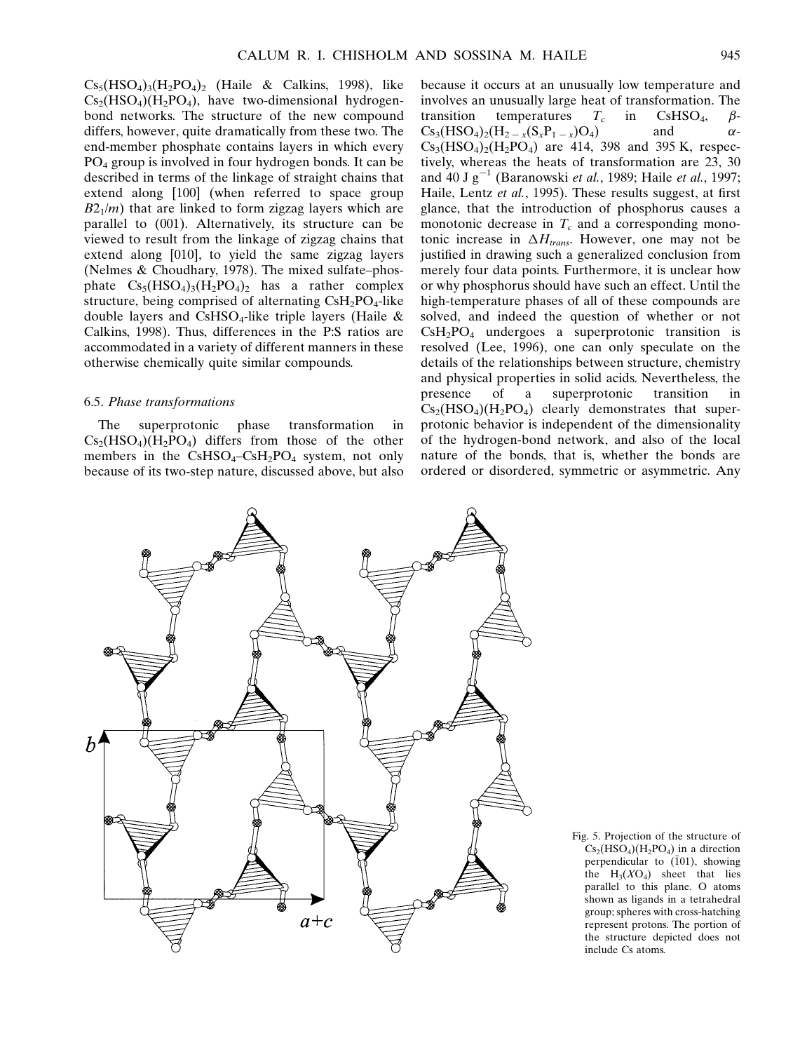$Cs_5(HSO_4)_3(H_2PO_4)_2$ (Haile & Calkins, 1998), like $Cs_2(HSO_4)(H_2PO_4)$, have two-dimensional hydrogen-bond networks. The structure of the new compound differs, however, quite dramatically from these two. The end-member phosphate contains layers in which every $PO_4$ group is involved in four hydrogen bonds. It can be described in terms of the linkage of straight chains that extend along [100] (when referred to space group $B2_1/m$) that are linked to form zigzag layers which are parallel to (001). Alternatively, its structure can be viewed to result from the linkage of zigzag chains that extend along [010], to yield the same zigzag layers (Nelmes & Choudhary, 1978). The mixed sulfate–phosphate $Cs_5(HSO_4)_3(H_2PO_4)_2$ has a rather complex structure, being comprised of alternating $CsH_2PO_4$-like double layers and $CsHSO_4$-like triple layers (Haile & Calkins, 1998). Thus, differences in the P:S ratios are accommodated in a variety of different manners in these otherwise chemically quite similar compounds.

### 6.5. *Phase transformations*

The superprotonic phase transformation in $Cs_2(HSO_4)(H_2PO_4)$ differs from those of the other members in the $CsHSO_4$–$CsH_2PO_4$ system, not only because of its two-step nature, discussed above, but also because it occurs at an unusually low temperature and involves an unusually large heat of transformation. The transition temperatures $T_c$ in $CsHSO_4$, $\beta$-$Cs_3(HSO_4)_2(H_{2-x}(S_xP_{1-x})O_4)$ and $\alpha$-$Cs_3(HSO_4)_2(H_2PO_4)$ are 414, 398 and 395 K, respectively, whereas the heats of transformation are 23, 30 and 40 J $g^{-1}$ (Baranowski *et al.*, 1989; Haile *et al.*, 1997; Haile, Lentz *et al.*, 1995). These results suggest, at first glance, that the introduction of phosphorus causes a monotonic decrease in $T_c$ and a corresponding monotonic increase in $\Delta H_{trans}$. However, one may not be justified in drawing such a generalized conclusion from merely four data points. Furthermore, it is unclear how or why phosphorus should have such an effect. Until the high-temperature phases of all of these compounds are solved, and indeed the question of whether or not $CsH_2PO_4$ undergoes a superprotonic transition is resolved (Lee, 1996), one can only speculate on the details of the relationships between structure, chemistry and physical properties in solid acids. Nevertheless, the presence of a superprotonic transition in $Cs_2(HSO_4)(H_2PO_4)$ clearly demonstrates that superprotonic behavior is independent of the dimensionality of the hydrogen-bond network, and also of the local nature of the bonds, that is, whether the bonds are ordered or disordered, symmetric or asymmetric. Any

Fig. 5. Projection of the structure of $Cs_2(HSO_4)(H_2PO_4)$ in a direction perpendicular to $(\bar{1}01)$, showing the $H_3(XO_4)$ sheet that lies parallel to this plane. O atoms shown as ligands in a tetrahedral group; spheres with cross-hatching represent protons. The portion of the structure depicted does not include Cs atoms.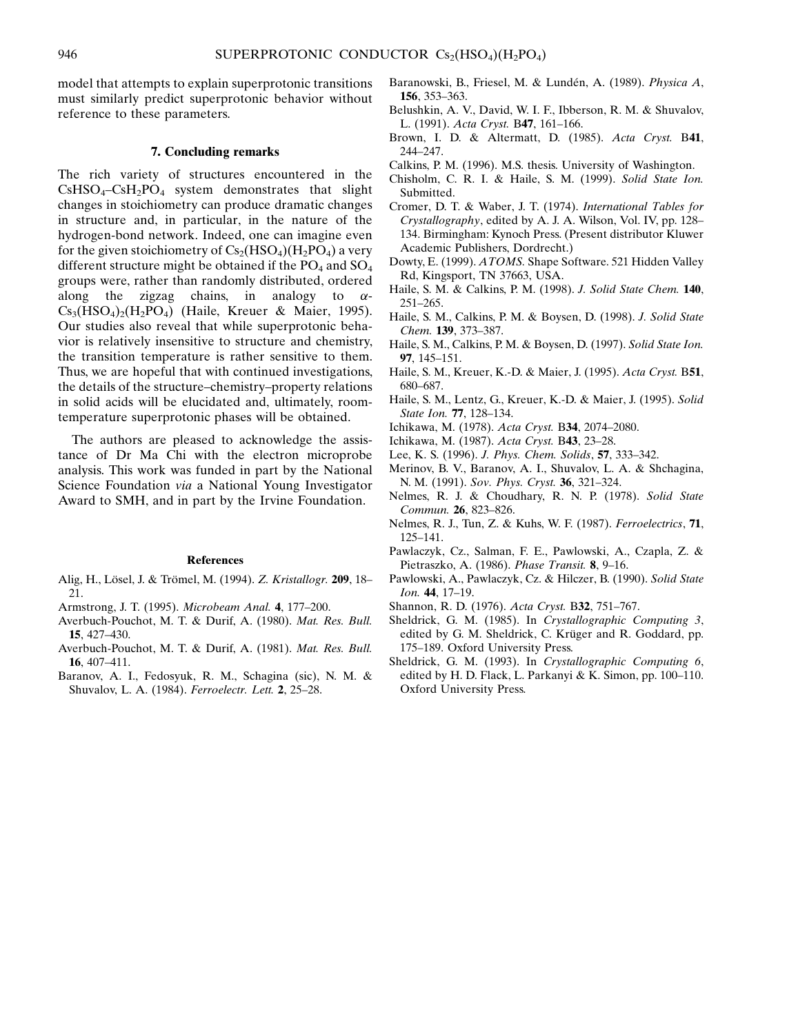model that attempts to explain superprotonic transitions must similarly predict superprotonic behavior without reference to these parameters.

## 7. Concluding remarks

The rich variety of structures encountered in the $CsHSO_4$–$CsH_2PO_4$ system demonstrates that slight changes in stoichiometry can produce dramatic changes in structure and, in particular, in the nature of the hydrogen-bond network. Indeed, one can imagine even for the given stoichiometry of $Cs_2(HSO_4)(H_2PO_4)$ a very different structure might be obtained if the $PO_4$ and $SO_4$ groups were, rather than randomly distributed, ordered along the zigzag chains, in analogy to $\alpha$-$Cs_3(HSO_4)_2(H_2PO_4)$ (Haile, Kreuer & Maier, 1995). Our studies also reveal that while superprotonic behavior is relatively insensitive to structure and chemistry, the transition temperature is rather sensitive to them. Thus, we are hopeful that with continued investigations, the details of the structure–chemistry–property relations in solid acids will be elucidated and, ultimately, room-temperature superprotonic phases will be obtained.

The authors are pleased to acknowledge the assistance of Dr Ma Chi with the electron microprobe analysis. This work was funded in part by the National Science Foundation *via* a National Young Investigator Award to SMH, and in part by the Irvine Foundation.

### References

Alig, H., Lösel, J. & Trömel, M. (1994). *Z. Kristallogr.* **209**, 18–21.

Armstrong, J. T. (1995). *Microbeam Anal.* **4**, 177–200.

Averbuch-Pouchot, M. T. & Durif, A. (1980). *Mat. Res. Bull.* **15**, 427–430.

Averbuch-Pouchot, M. T. & Durif, A. (1981). *Mat. Res. Bull.* **16**, 407–411.

Baranov, A. I., Fedosyuk, R. M., Schagina (sic), N. M. & Shuvalov, L. A. (1984). *Ferroelectr. Lett.* **2**, 25–28.

Baranowski, B., Friesel, M. & Lundén, A. (1989). *Physica A*, **156**, 353–363.

Belushkin, A. V., David, W. I. F., Ibberson, R. M. & Shuvalov, L. (1991). *Acta Cryst.* B**47**, 161–166.

Brown, I. D. & Altermatt, D. (1985). *Acta Cryst.* B**41**, 244–247.

Calkins, P. M. (1996). M.S. thesis. University of Washington.

Chisholm, C. R. I. & Haile, S. M. (1999). *Solid State Ion.* Submitted.

Cromer, D. T. & Waber, J. T. (1974). *International Tables for Crystallography*, edited by A. J. A. Wilson, Vol. IV, pp. 128–134. Birmingham: Kynoch Press. (Present distributor Kluwer Academic Publishers, Dordrecht.)

Dowty, E. (1999). *ATOMS*. Shape Software. 521 Hidden Valley Rd, Kingsport, TN 37663, USA.

Haile, S. M. & Calkins, P. M. (1998). *J. Solid State Chem.* **140**, 251–265.

Haile, S. M., Calkins, P. M. & Boysen, D. (1998). *J. Solid State Chem.* **139**, 373–387.

Haile, S. M., Calkins, P. M. & Boysen, D. (1997). *Solid State Ion.* **97**, 145–151.

Haile, S. M., Kreuer, K.-D. & Maier, J. (1995). *Acta Cryst.* B**51**, 680–687.

Haile, S. M., Lentz, G., Kreuer, K.-D. & Maier, J. (1995). *Solid State Ion.* **77**, 128–134.

Ichikawa, M. (1978). *Acta Cryst.* B**34**, 2074–2080.

Ichikawa, M. (1987). *Acta Cryst.* B**43**, 23–28.

Lee, K. S. (1996). *J. Phys. Chem. Solids*, **57**, 333–342.

Merinov, B. V., Baranov, A. I., Shuvalov, L. A. & Shchagina, N. M. (1991). *Sov. Phys. Cryst.* **36**, 321–324.

Nelmes, R. J. & Choudhary, R. N. P. (1978). *Solid State Commun.* **26**, 823–826.

Nelmes, R. J., Tun, Z. & Kuhs, W. F. (1987). *Ferroelectrics*, **71**, 125–141.

Pawlaczyk, Cz., Salman, F. E., Pawlowski, A., Czapla, Z. & Pietraszko, A. (1986). *Phase Transit.* **8**, 9–16.

Pawlowski, A., Pawlaczyk, Cz. & Hilczer, B. (1990). *Solid State Ion.* **44**, 17–19.

Shannon, R. D. (1976). *Acta Cryst.* B**32**, 751–767.

Sheldrick, G. M. (1985). In *Crystallographic Computing 3*, edited by G. M. Sheldrick, C. Krüger and R. Goddard, pp. 175–189. Oxford University Press.

Sheldrick, G. M. (1993). In *Crystallographic Computing 6*, edited by H. D. Flack, L. Parkanyi & K. Simon, pp. 100–110. Oxford University Press.